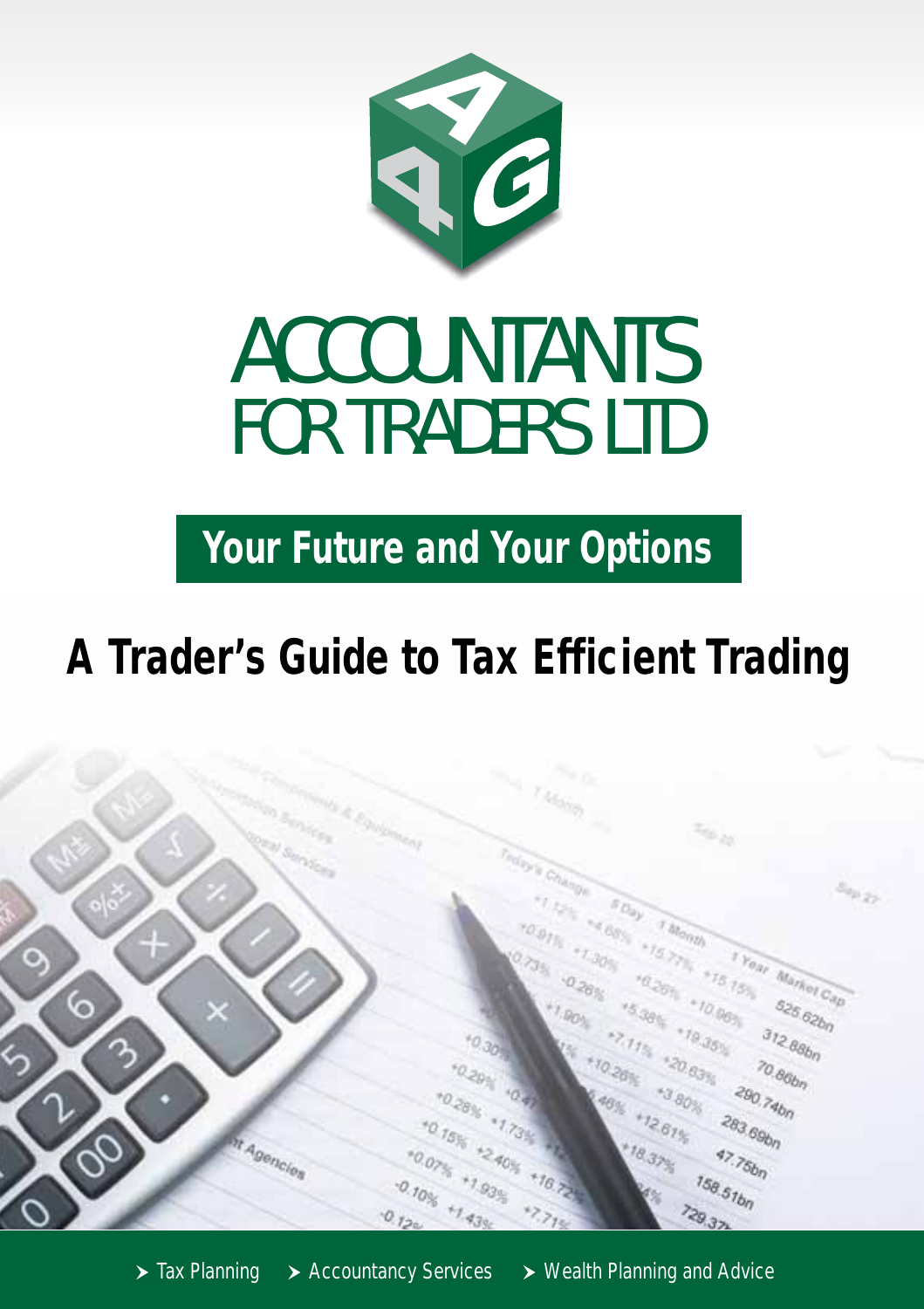# ACCOUNTANTS FOR TRADERS LTD

**Your Future and Your Options**

## A Trader's Guide to Tax Efficient Trading

- Tax Planning
- Accountancy Services
- Wealth Planning and Advice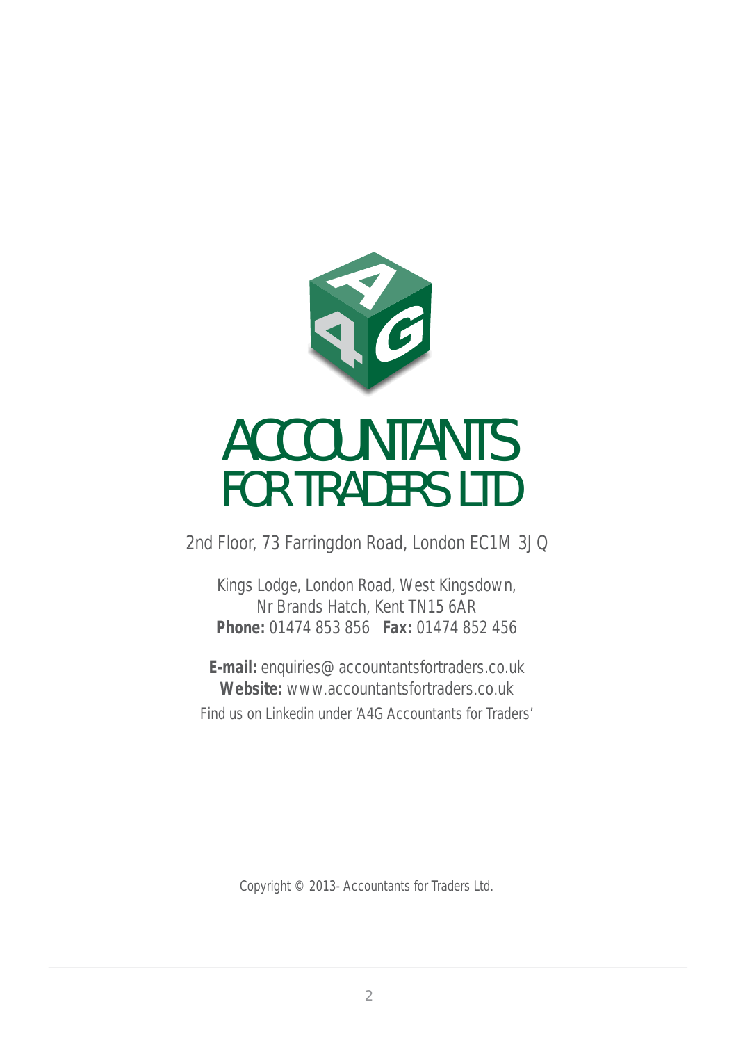# ACCOUNTANTS FOR TRADERS LTD

2nd Floor, 73 Farringdon Road, London EC1M 3JQ

Kings Lodge, London Road, West Kingsdown,
Nr Brands Hatch, Kent TN15 6AR
**Phone:** 01474 853 856 **Fax:** 01474 852 456

**E-mail:** enquiries@accountantsfortraders.co.uk
**Website:** www.accountantsfortraders.co.uk
Find us on Linkedin under 'A4G Accountants for Traders'

Copyright © 2013- Accountants for Traders Ltd.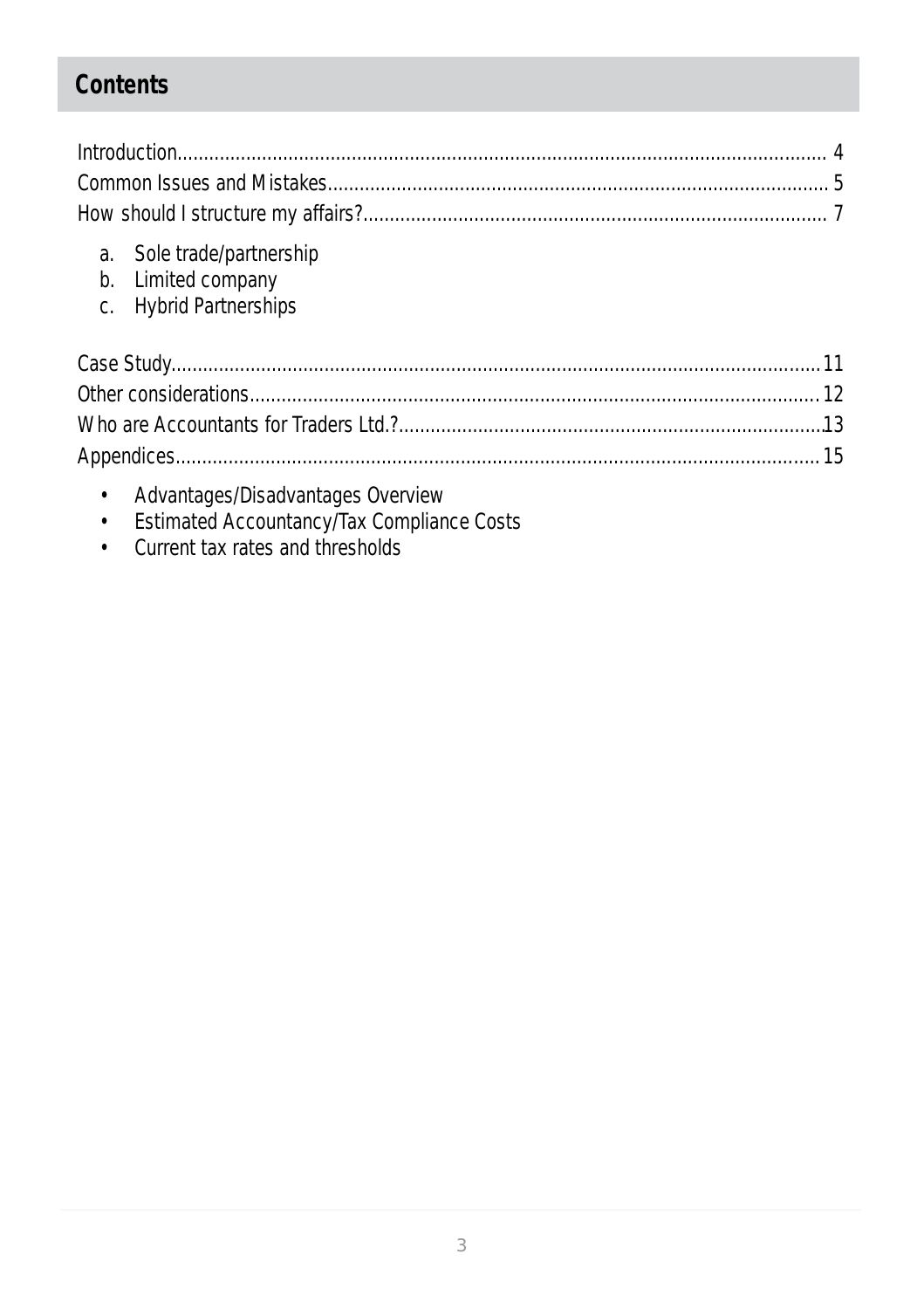## Contents

Introduction........................................................................................................................ 4
Common Issues and Mistakes............................................................................................ 5
How should I structure my affairs?..................................................................................... 7

a. Sole trade/partnership
b. Limited company
c. Hybrid Partnerships

Case Study........................................................................................................................ 11
Other considerations......................................................................................................... 12
Who are Accountants for Traders Ltd.?..............................................................................13
Appendices....................................................................................................................... 15

- Advantages/Disadvantages Overview
- Estimated Accountancy/Tax Compliance Costs
- Current tax rates and thresholds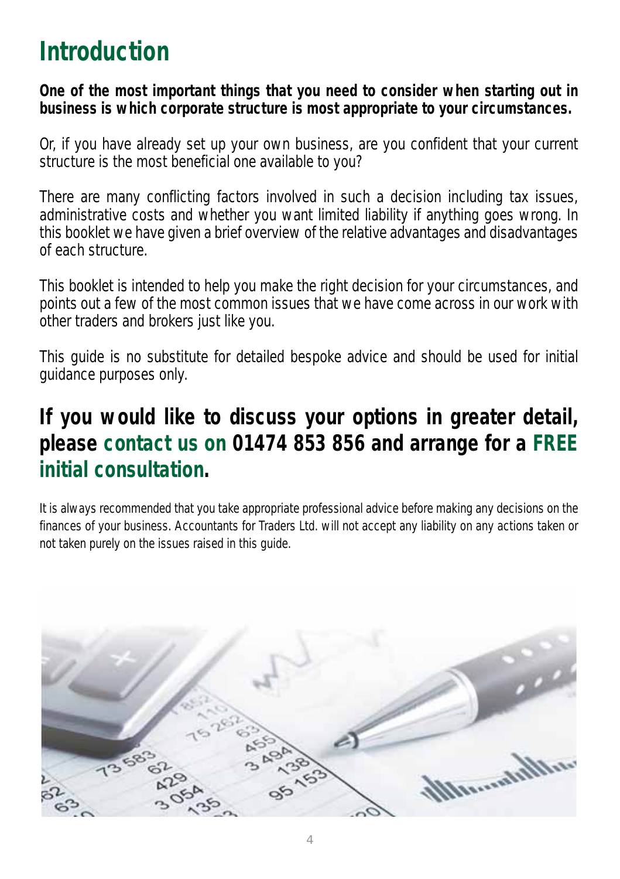# Introduction

**One of the most important things that you need to consider when starting out in business is which corporate structure is most appropriate to your circumstances.**

Or, if you have already set up your own business, are you confident that your current structure is the most beneficial one available to you?

There are many conflicting factors involved in such a decision including tax issues, administrative costs and whether you want limited liability if anything goes wrong. In this booklet we have given a brief overview of the relative advantages and disadvantages of each structure.

This booklet is intended to help you make the right decision for your circumstances, and points out a few of the most common issues that we have come across in our work with other traders and brokers just like you.

This guide is no substitute for detailed bespoke advice and should be used for initial guidance purposes only.

## If you would like to discuss your options in greater detail, please contact us on 01474 853 856 and arrange for a FREE initial consultation.

It is always recommended that you take appropriate professional advice before making any decisions on the finances of your business. Accountants for Traders Ltd. will not accept any liability on any actions taken or not taken purely on the issues raised in this guide.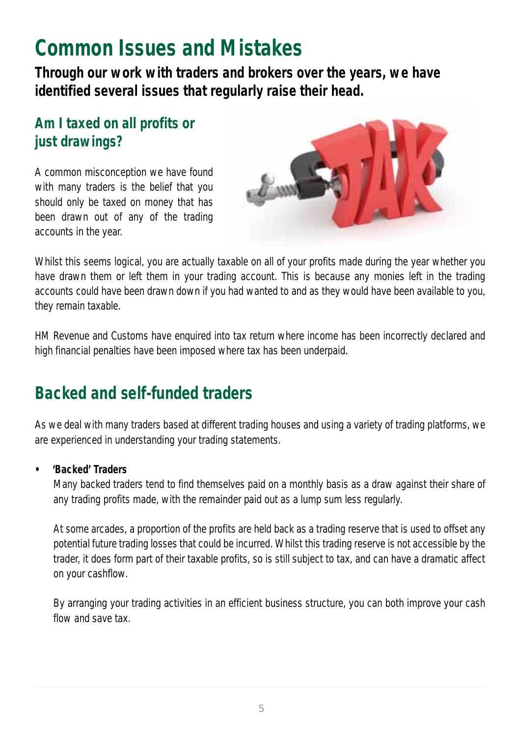# Common Issues and Mistakes

**Through our work with traders and brokers over the years, we have identified several issues that regularly raise their head.**

## Am I taxed on all profits or just drawings?

A common misconception we have found with many traders is the belief that you should only be taxed on money that has been drawn out of any of the trading accounts in the year.

Whilst this seems logical, you are actually taxable on all of your profits made during the year whether you have drawn them or left them in your trading account. This is because any monies left in the trading accounts could have been drawn down if you had wanted to and as they would have been available to you, they remain taxable.

HM Revenue and Customs have enquired into tax return where income has been incorrectly declared and high financial penalties have been imposed where tax has been underpaid.

# Backed and self-funded traders

As we deal with many traders based at different trading houses and using a variety of trading platforms, we are experienced in understanding your trading statements.

- **'Backed' Traders**

  Many backed traders tend to find themselves paid on a monthly basis as a draw against their share of any trading profits made, with the remainder paid out as a lump sum less regularly.

  At some arcades, a proportion of the profits are held back as a trading reserve that is used to offset any potential future trading losses that could be incurred. Whilst this trading reserve is not accessible by the trader, it does form part of their taxable profits, so is still subject to tax, and can have a dramatic affect on your cashflow.

  By arranging your trading activities in an efficient business structure, you can both improve your cash flow and save tax.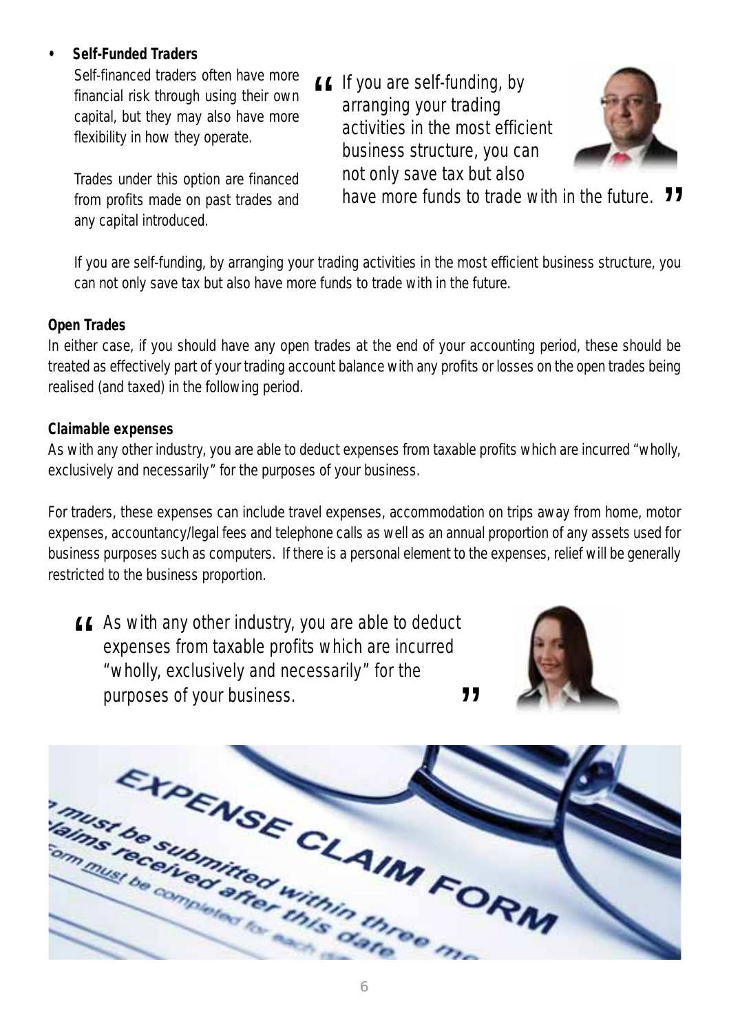- **Self-Funded Traders**

  Self-financed traders often have more financial risk through using their own capital, but they may also have more flexibility in how they operate.

  Trades under this option are financed from profits made on past trades and any capital introduced.

> "If you are self-funding, by arranging your trading activities in the most efficient business structure, you can not only save tax but also have more funds to trade with in the future."

If you are self-funding, by arranging your trading activities in the most efficient business structure, you can not only save tax but also have more funds to trade with in the future.

**Open Trades**

In either case, if you should have any open trades at the end of your accounting period, these should be treated as effectively part of your trading account balance with any profits or losses on the open trades being realised (and taxed) in the following period.

**Claimable expenses**

As with any other industry, you are able to deduct expenses from taxable profits which are incurred "wholly, exclusively and necessarily" for the purposes of your business.

For traders, these expenses can include travel expenses, accommodation on trips away from home, motor expenses, accountancy/legal fees and telephone calls as well as an annual proportion of any assets used for business purposes such as computers. If there is a personal element to the expenses, relief will be generally restricted to the business proportion.

> "As with any other industry, you are able to deduct expenses from taxable profits which are incurred "wholly, exclusively and necessarily" for the purposes of your business."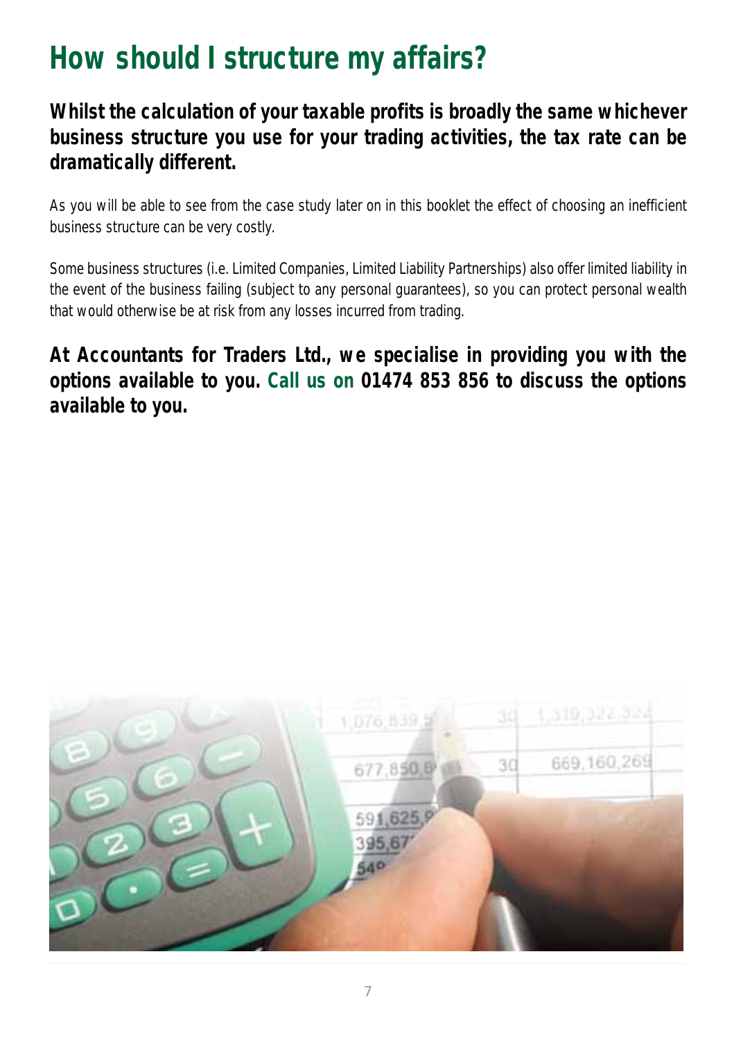# How should I structure my affairs?

**Whilst the calculation of your taxable profits is broadly the same whichever business structure you use for your trading activities, the tax rate can be dramatically different.**

As you will be able to see from the case study later on in this booklet the effect of choosing an inefficient business structure can be very costly.

Some business structures (i.e. Limited Companies, Limited Liability Partnerships) also offer limited liability in the event of the business failing (subject to any personal guarantees), so you can protect personal wealth that would otherwise be at risk from any losses incurred from trading.

**At Accountants for Traders Ltd., we specialise in providing you with the options available to you. Call us on 01474 853 856 to discuss the options available to you.**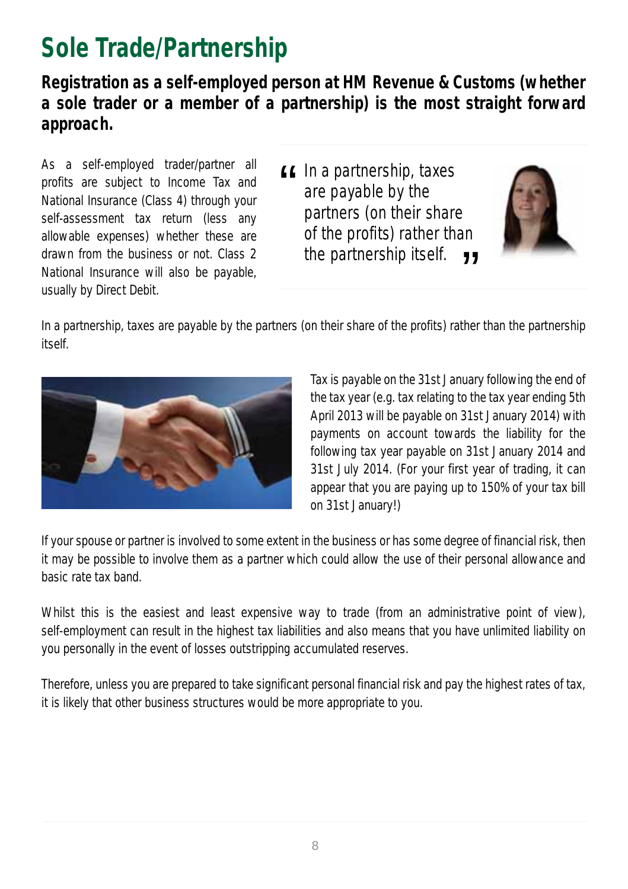# Sole Trade/Partnership

**Registration as a self-employed person at HM Revenue & Customs (whether a sole trader or a member of a partnership) is the most straight forward approach.**

As a self-employed trader/partner all profits are subject to Income Tax and National Insurance (Class 4) through your self-assessment tax return (less any allowable expenses) whether these are drawn from the business or not. Class 2 National Insurance will also be payable, usually by Direct Debit.

> "In a partnership, taxes are payable by the partners (on their share of the profits) rather than the partnership itself."

In a partnership, taxes are payable by the partners (on their share of the profits) rather than the partnership itself.

Tax is payable on the 31st January following the end of the tax year (e.g. tax relating to the tax year ending 5th April 2013 will be payable on 31st January 2014) with payments on account towards the liability for the following tax year payable on 31st January 2014 and 31st July 2014. (For your first year of trading, it can appear that you are paying up to 150% of your tax bill on 31st January!)

If your spouse or partner is involved to some extent in the business or has some degree of financial risk, then it may be possible to involve them as a partner which could allow the use of their personal allowance and basic rate tax band.

Whilst this is the easiest and least expensive way to trade (from an administrative point of view), self-employment can result in the highest tax liabilities and also means that you have unlimited liability on you personally in the event of losses outstripping accumulated reserves.

Therefore, unless you are prepared to take significant personal financial risk and pay the highest rates of tax, it is likely that other business structures would be more appropriate to you.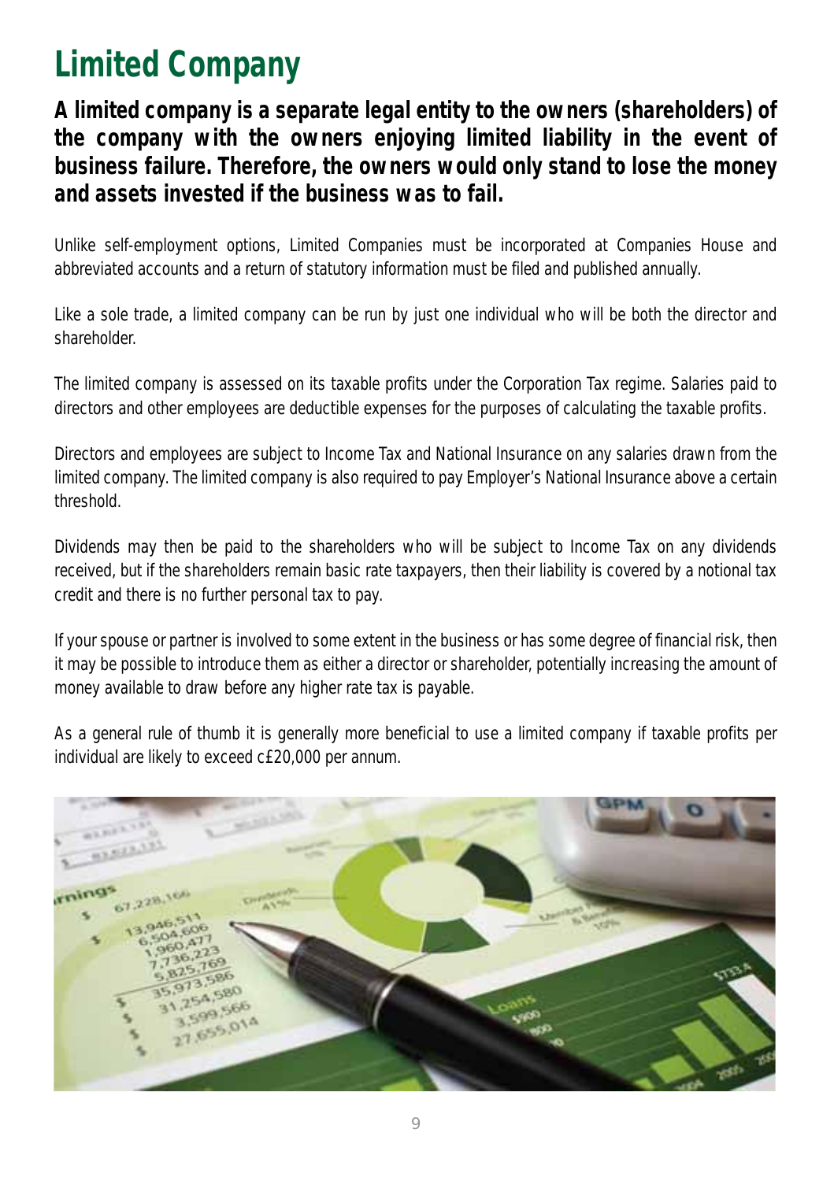# Limited Company

**A limited company is a separate legal entity to the owners (shareholders) of the company with the owners enjoying limited liability in the event of business failure. Therefore, the owners would only stand to lose the money and assets invested if the business was to fail.**

Unlike self-employment options, Limited Companies must be incorporated at Companies House and abbreviated accounts and a return of statutory information must be filed and published annually.

Like a sole trade, a limited company can be run by just one individual who will be both the director and shareholder.

The limited company is assessed on its taxable profits under the Corporation Tax regime. Salaries paid to directors and other employees are deductible expenses for the purposes of calculating the taxable profits.

Directors and employees are subject to Income Tax and National Insurance on any salaries drawn from the limited company. The limited company is also required to pay Employer's National Insurance above a certain threshold.

Dividends may then be paid to the shareholders who will be subject to Income Tax on any dividends received, but if the shareholders remain basic rate taxpayers, then their liability is covered by a notional tax credit and there is no further personal tax to pay.

If your spouse or partner is involved to some extent in the business or has some degree of financial risk, then it may be possible to introduce them as either a director or shareholder, potentially increasing the amount of money available to draw before any higher rate tax is payable.

As a general rule of thumb it is generally more beneficial to use a limited company if taxable profits per individual are likely to exceed c£20,000 per annum.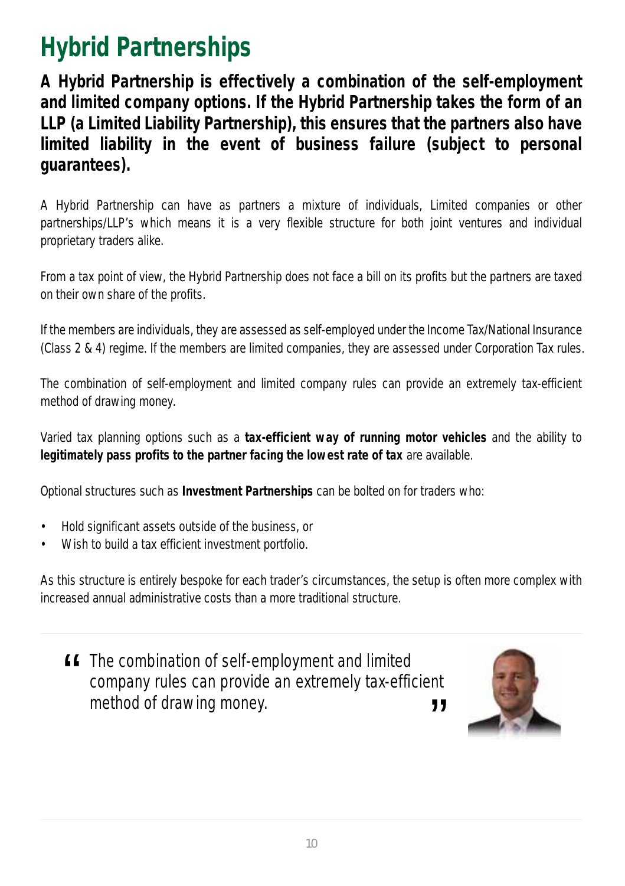# Hybrid Partnerships

**A Hybrid Partnership is effectively a combination of the self-employment and limited company options. If the Hybrid Partnership takes the form of an LLP (a Limited Liability Partnership), this ensures that the partners also have limited liability in the event of business failure (subject to personal guarantees).**

A Hybrid Partnership can have as partners a mixture of individuals, Limited companies or other partnerships/LLP's which means it is a very flexible structure for both joint ventures and individual proprietary traders alike.

From a tax point of view, the Hybrid Partnership does not face a bill on its profits but the partners are taxed on their own share of the profits.

If the members are individuals, they are assessed as self-employed under the Income Tax/National Insurance (Class 2 & 4) regime. If the members are limited companies, they are assessed under Corporation Tax rules.

The combination of self-employment and limited company rules can provide an extremely tax-efficient method of drawing money.

Varied tax planning options such as a **tax-efficient way of running motor vehicles** and the ability to **legitimately pass profits to the partner facing the lowest rate of tax** are available.

Optional structures such as **Investment Partnerships** can be bolted on for traders who:

- Hold significant assets outside of the business, or
- Wish to build a tax efficient investment portfolio.

As this structure is entirely bespoke for each trader's circumstances, the setup is often more complex with increased annual administrative costs than a more traditional structure.

> "The combination of self-employment and limited company rules can provide an extremely tax-efficient method of drawing money."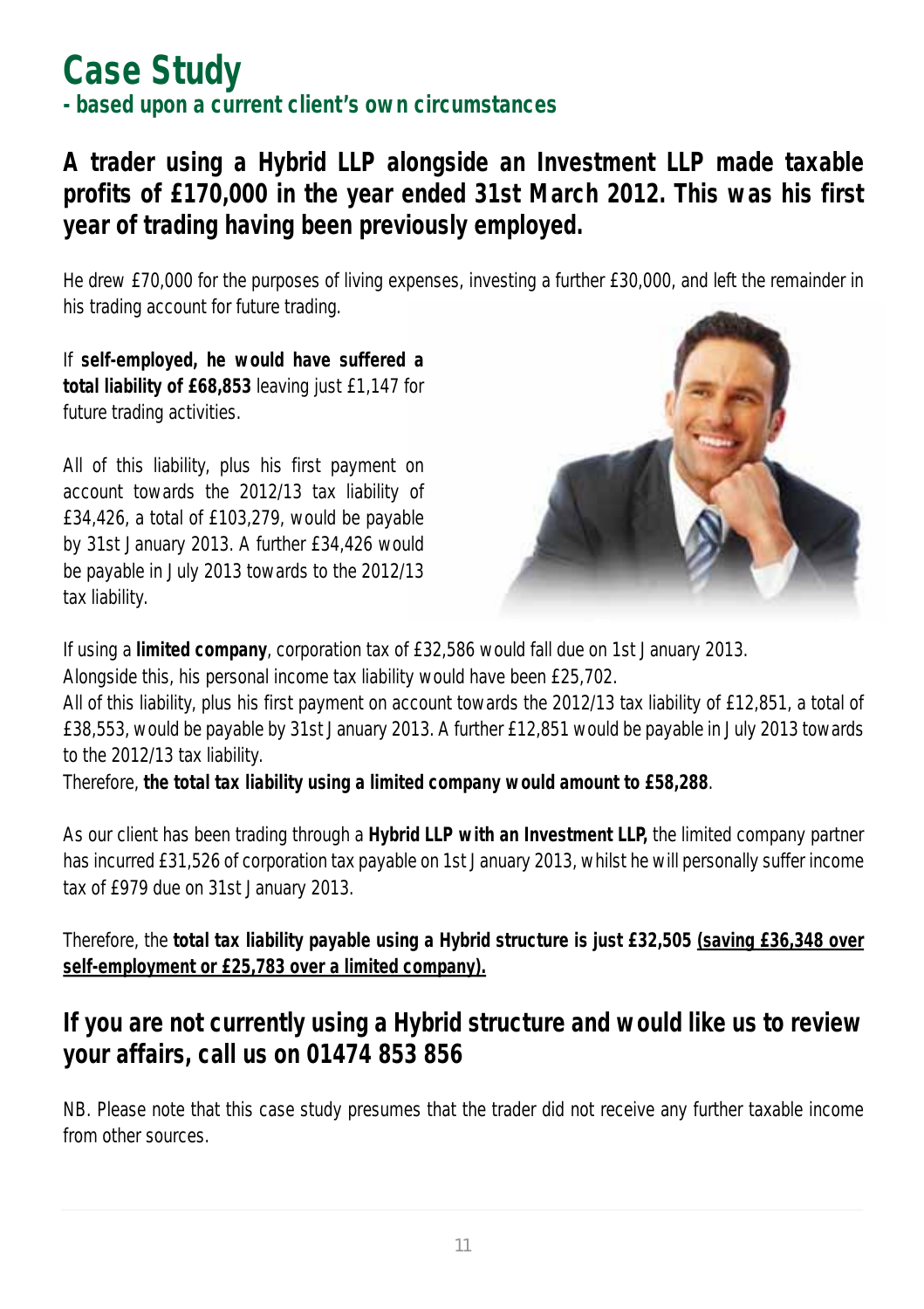# Case Study

**- based upon a current client's own circumstances**

## A trader using a Hybrid LLP alongside an Investment LLP made taxable profits of £170,000 in the year ended 31st March 2012. This was his first year of trading having been previously employed.

He drew £70,000 for the purposes of living expenses, investing a further £30,000, and left the remainder in his trading account for future trading.

If **self-employed, he would have suffered a total liability of £68,853** leaving just £1,147 for future trading activities.

All of this liability, plus his first payment on account towards the 2012/13 tax liability of £34,426, a total of £103,279, would be payable by 31st January 2013. A further £34,426 would be payable in July 2013 towards to the 2012/13 tax liability.

If using a **limited company**, corporation tax of £32,586 would fall due on 1st January 2013.
Alongside this, his personal income tax liability would have been £25,702.
All of this liability, plus his first payment on account towards the 2012/13 tax liability of £12,851, a total of £38,553, would be payable by 31st January 2013. A further £12,851 would be payable in July 2013 towards to the 2012/13 tax liability.
Therefore, **the total tax liability using a limited company would amount to £58,288**.

As our client has been trading through a **Hybrid LLP with an Investment LLP,** the limited company partner has incurred £31,526 of corporation tax payable on 1st January 2013, whilst he will personally suffer income tax of £979 due on 31st January 2013.

Therefore, the **total tax liability payable using a Hybrid structure is just £32,505 <u>(saving £36,348 over self-employment or £25,783 over a limited company).</u>**

## If you are not currently using a Hybrid structure and would like us to review your affairs, call us on 01474 853 856

NB. Please note that this case study presumes that the trader did not receive any further taxable income from other sources.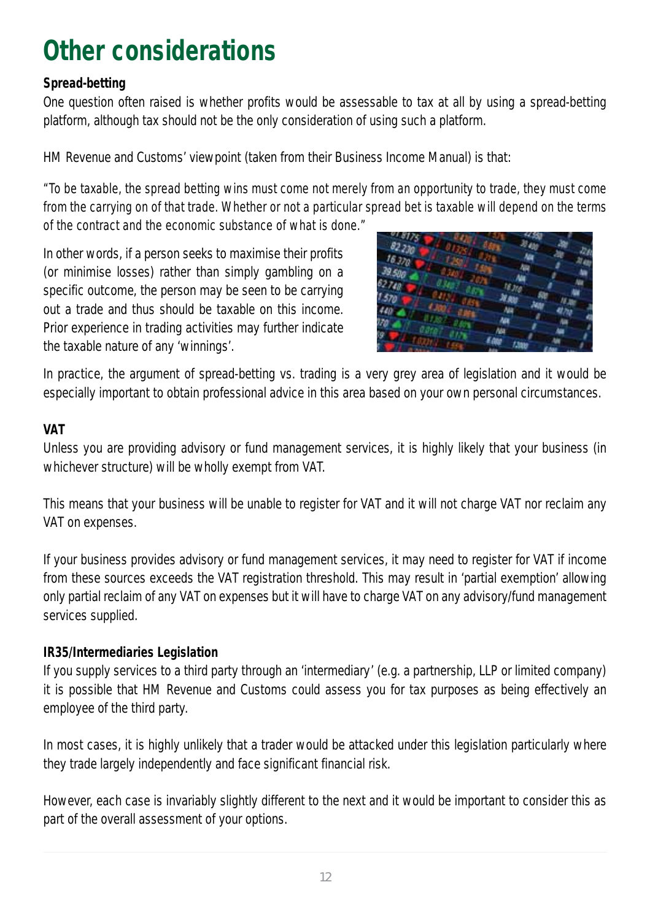# Other considerations

**Spread-betting**

One question often raised is whether profits would be assessable to tax at all by using a spread-betting platform, although tax should not be the only consideration of using such a platform.

HM Revenue and Customs' viewpoint (taken from their Business Income Manual) is that:

*"To be taxable, the spread betting wins must come not merely from an opportunity to trade, they must come from the carrying on of that trade. Whether or not a particular spread bet is taxable will depend on the terms of the contract and the economic substance of what is done."*

In other words, if a person seeks to maximise their profits (or minimise losses) rather than simply gambling on a specific outcome, the person may be seen to be carrying out a trade and thus should be taxable on this income. Prior experience in trading activities may further indicate the taxable nature of any 'winnings'.

In practice, the argument of spread-betting vs. trading is a very grey area of legislation and it would be especially important to obtain professional advice in this area based on your own personal circumstances.

**VAT**

Unless you are providing advisory or fund management services, it is highly likely that your business (in whichever structure) will be wholly exempt from VAT.

This means that your business will be unable to register for VAT and it will not charge VAT nor reclaim any VAT on expenses.

If your business provides advisory or fund management services, it may need to register for VAT if income from these sources exceeds the VAT registration threshold. This may result in 'partial exemption' allowing only partial reclaim of any VAT on expenses but it will have to charge VAT on any advisory/fund management services supplied.

**IR35/Intermediaries Legislation**

If you supply services to a third party through an 'intermediary' (e.g. a partnership, LLP or limited company) it is possible that HM Revenue and Customs could assess you for tax purposes as being effectively an employee of the third party.

In most cases, it is highly unlikely that a trader would be attacked under this legislation particularly where they trade largely independently and face significant financial risk.

However, each case is invariably slightly different to the next and it would be important to consider this as part of the overall assessment of your options.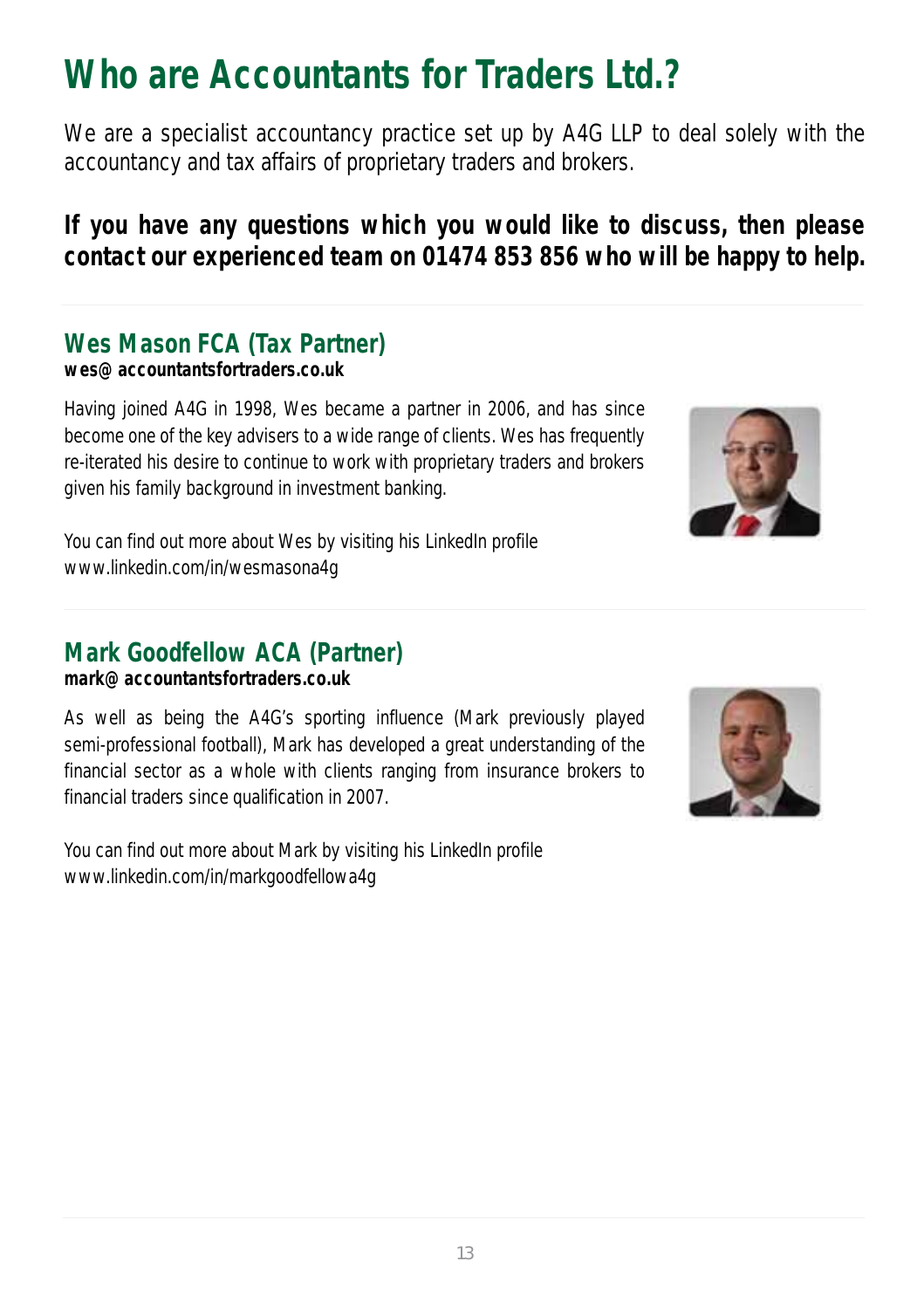# Who are Accountants for Traders Ltd.?

We are a specialist accountancy practice set up by A4G LLP to deal solely with the accountancy and tax affairs of proprietary traders and brokers.

**If you have any questions which you would like to discuss, then please contact our experienced team on 01474 853 856 who will be happy to help.**

## Wes Mason FCA (Tax Partner)

**wes@accountantsfortraders.co.uk**

Having joined A4G in 1998, Wes became a partner in 2006, and has since become one of the key advisers to a wide range of clients. Wes has frequently re-iterated his desire to continue to work with proprietary traders and brokers given his family background in investment banking.

You can find out more about Wes by visiting his LinkedIn profile www.linkedin.com/in/wesmasona4g

## Mark Goodfellow ACA (Partner)

**mark@accountantsfortraders.co.uk**

As well as being the A4G's sporting influence (Mark previously played semi-professional football), Mark has developed a great understanding of the financial sector as a whole with clients ranging from insurance brokers to financial traders since qualification in 2007.

You can find out more about Mark by visiting his LinkedIn profile www.linkedin.com/in/markgoodfellowa4g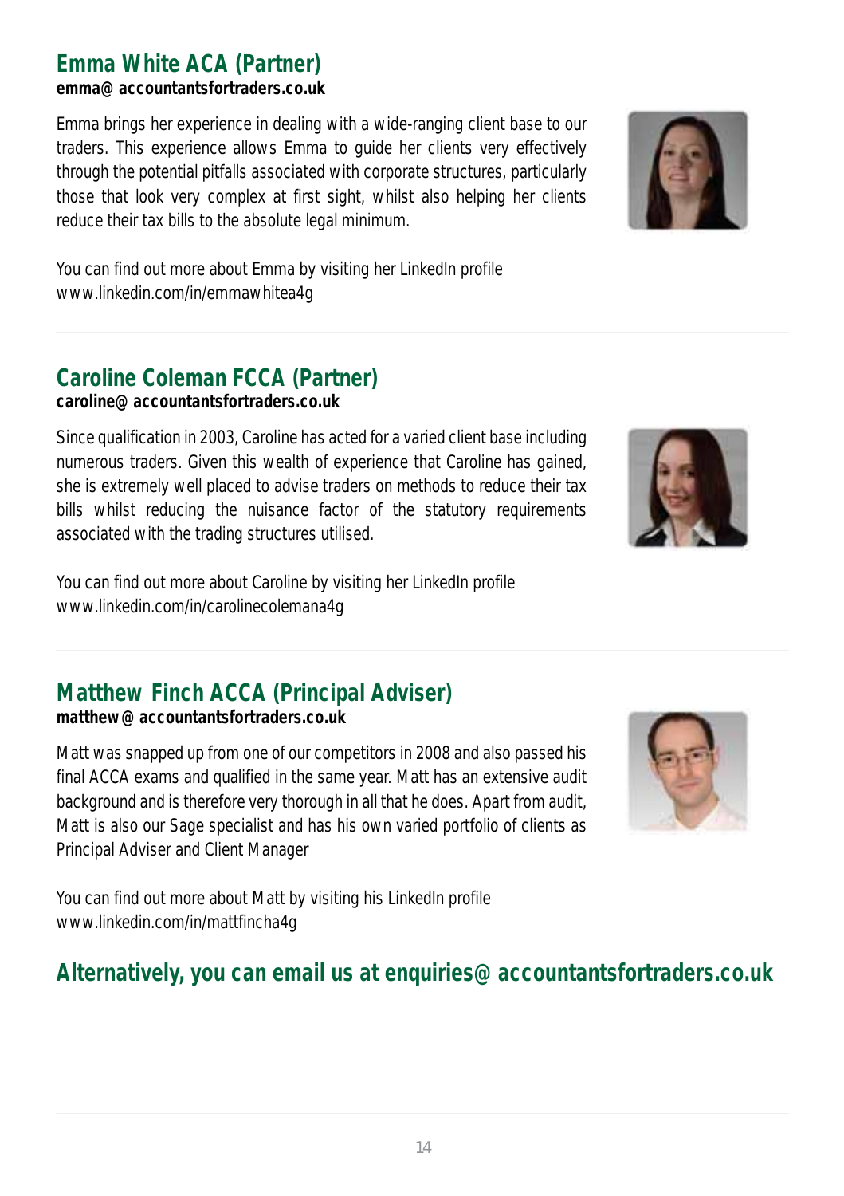## Emma White ACA (Partner)

**emma@accountantsfortraders.co.uk**

Emma brings her experience in dealing with a wide-ranging client base to our traders. This experience allows Emma to guide her clients very effectively through the potential pitfalls associated with corporate structures, particularly those that look very complex at first sight, whilst also helping her clients reduce their tax bills to the absolute legal minimum.

You can find out more about Emma by visiting her LinkedIn profile www.linkedin.com/in/emmawhitea4g

## Caroline Coleman FCCA (Partner)

**caroline@accountantsfortraders.co.uk**

Since qualification in 2003, Caroline has acted for a varied client base including numerous traders. Given this wealth of experience that Caroline has gained, she is extremely well placed to advise traders on methods to reduce their tax bills whilst reducing the nuisance factor of the statutory requirements associated with the trading structures utilised.

You can find out more about Caroline by visiting her LinkedIn profile www.linkedin.com/in/carolinecolemana4g

## Matthew Finch ACCA (Principal Adviser)

**matthew@accountantsfortraders.co.uk**

Matt was snapped up from one of our competitors in 2008 and also passed his final ACCA exams and qualified in the same year. Matt has an extensive audit background and is therefore very thorough in all that he does. Apart from audit, Matt is also our Sage specialist and has his own varied portfolio of clients as Principal Adviser and Client Manager

You can find out more about Matt by visiting his LinkedIn profile www.linkedin.com/in/mattfincha4g

## Alternatively, you can email us at enquiries@accountantsfortraders.co.uk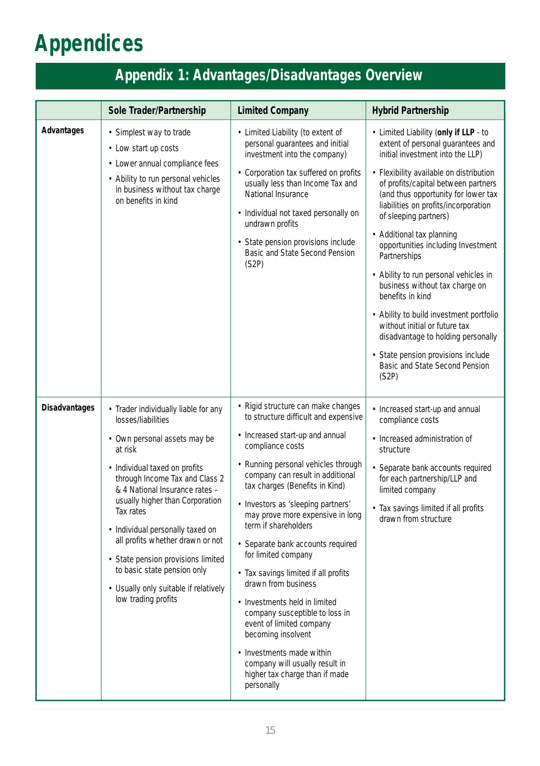# Appendices

## Appendix 1: Advantages/Disadvantages Overview

| | Sole Trader/Partnership | Limited Company | Hybrid Partnership |
|---|---|---|---|
| **Advantages** | • Simplest way to trade<br>• Low start up costs<br>• Lower annual compliance fees<br>• Ability to run personal vehicles in business without tax charge on benefits in kind | • Limited Liability (to extent of personal guarantees and initial investment into the company)<br>• Corporation tax suffered on profits usually less than Income Tax and National Insurance<br>• Individual not taxed personally on undrawn profits<br>• State pension provisions include Basic and State Second Pension (S2P) | • Limited Liability (**only if LLP** - to extent of personal guarantees and initial investment into the LLP)<br>• Flexibility available on distribution of profits/capital between partners (and thus opportunity for lower tax liabilities on profits/incorporation of sleeping partners)<br>• Additional tax planning opportunities including Investment Partnerships<br>• Ability to run personal vehicles in business without tax charge on benefits in kind<br>• Ability to build investment portfolio without initial or future tax disadvantage to holding personally<br>• State pension provisions include Basic and State Second Pension (S2P) |
| **Disadvantages** | • Trader individually liable for any losses/liabilities<br>• Own personal assets may be at risk<br>• Individual taxed on profits through Income Tax and Class 2 & 4 National Insurance rates – usually higher than Corporation Tax rates<br>• Individual personally taxed on all profits whether drawn or not<br>• State pension provisions limited to basic state pension only<br>• Usually only suitable if relatively low trading profits | • Rigid structure can make changes to structure difficult and expensive<br>• Increased start-up and annual compliance costs<br>• Running personal vehicles through company can result in additional tax charges (Benefits in Kind)<br>• Investors as 'sleeping partners' may prove more expensive in long term if shareholders<br>• Separate bank accounts required for limited company<br>• Tax savings limited if all profits drawn from business<br>• Investments held in limited company susceptible to loss in event of limited company becoming insolvent<br>• Investments made within company will usually result in higher tax charge than if made personally | • Increased start-up and annual compliance costs<br>• Increased administration of structure<br>• Separate bank accounts required for each partnership/LLP and limited company<br>• Tax savings limited if all profits drawn from structure |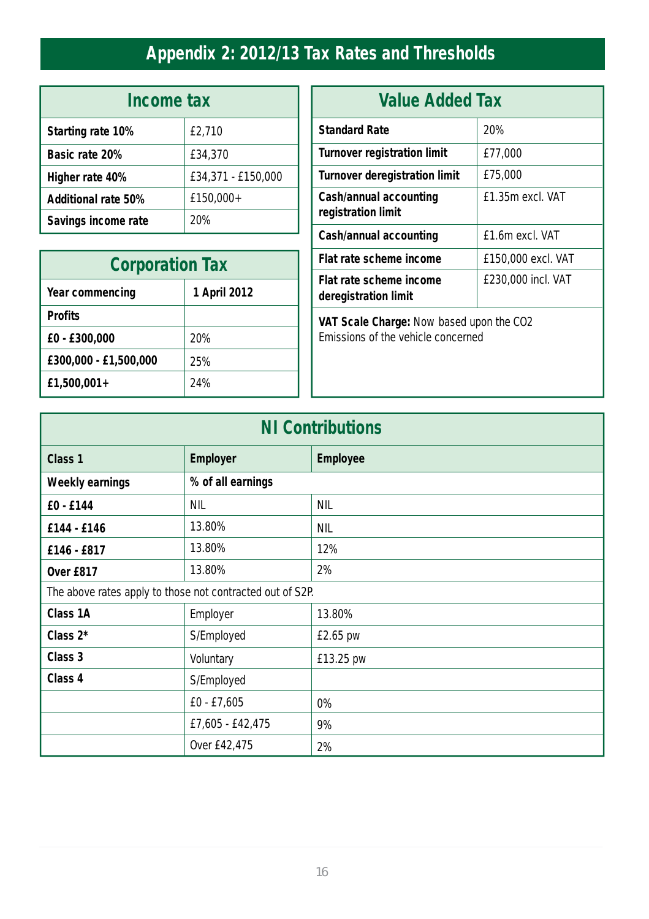# Appendix 2: 2012/13 Tax Rates and Thresholds

## Income tax

| | |
|---|---|
| **Starting rate 10%** | £2,710 |
| **Basic rate 20%** | £34,370 |
| **Higher rate 40%** | £34,371 - £150,000 |
| **Additional rate 50%** | £150,000+ |
| **Savings income rate** | 20% |

## Corporation Tax

| **Year commencing** | **1 April 2012** |
|---|---|
| **Profits** | |
| **£0 - £300,000** | 20% |
| **£300,000 - £1,500,000** | 25% |
| **£1,500,001+** | 24% |

## Value Added Tax

| | |
|---|---|
| **Standard Rate** | 20% |
| **Turnover registration limit** | £77,000 |
| **Turnover deregistration limit** | £75,000 |
| **Cash/annual accounting registration limit** | £1.35m excl. VAT |
| **Cash/annual accounting** | £1.6m excl. VAT |
| **Flat rate scheme income** | £150,000 excl. VAT |
| **Flat rate scheme income deregistration limit** | £230,000 incl. VAT |

**VAT Scale Charge:** Now based upon the CO2 Emissions of the vehicle concerned

## NI Contributions

| **Class 1** | **Employer** | **Employee** |
|---|---|---|
| **Weekly earnings** | **% of all earnings** | |
| **£0 - £144** | NIL | NIL |
| **£144 - £146** | 13.80% | NIL |
| **£146 - £817** | 13.80% | 12% |
| **Over £817** | 13.80% | 2% |
| The above rates apply to those not contracted out of S2P. | | |
| **Class 1A** | Employer | 13.80% |
| **Class 2*** | S/Employed | £2.65 pw |
| **Class 3** | Voluntary | £13.25 pw |
| **Class 4** | S/Employed | |
| | £0 - £7,605 | 0% |
| | £7,605 - £42,475 | 9% |
| | Over £42,475 | 2% |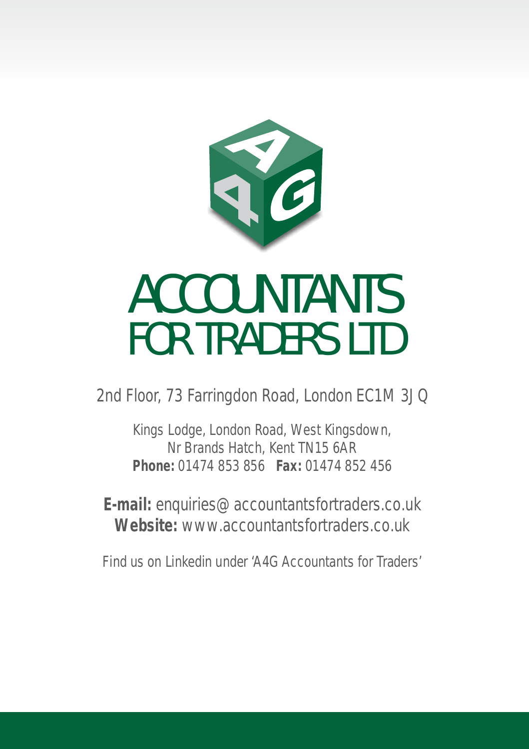# ACCOUNTANTS FOR TRADERS LTD

2nd Floor, 73 Farringdon Road, London EC1M 3JQ

Kings Lodge, London Road, West Kingsdown,
Nr Brands Hatch, Kent TN15 6AR
**Phone:** 01474 853 856 **Fax:** 01474 852 456

**E-mail:** enquiries@accountantsfortraders.co.uk
**Website:** www.accountantsfortraders.co.uk

Find us on Linkedin under 'A4G Accountants for Traders'